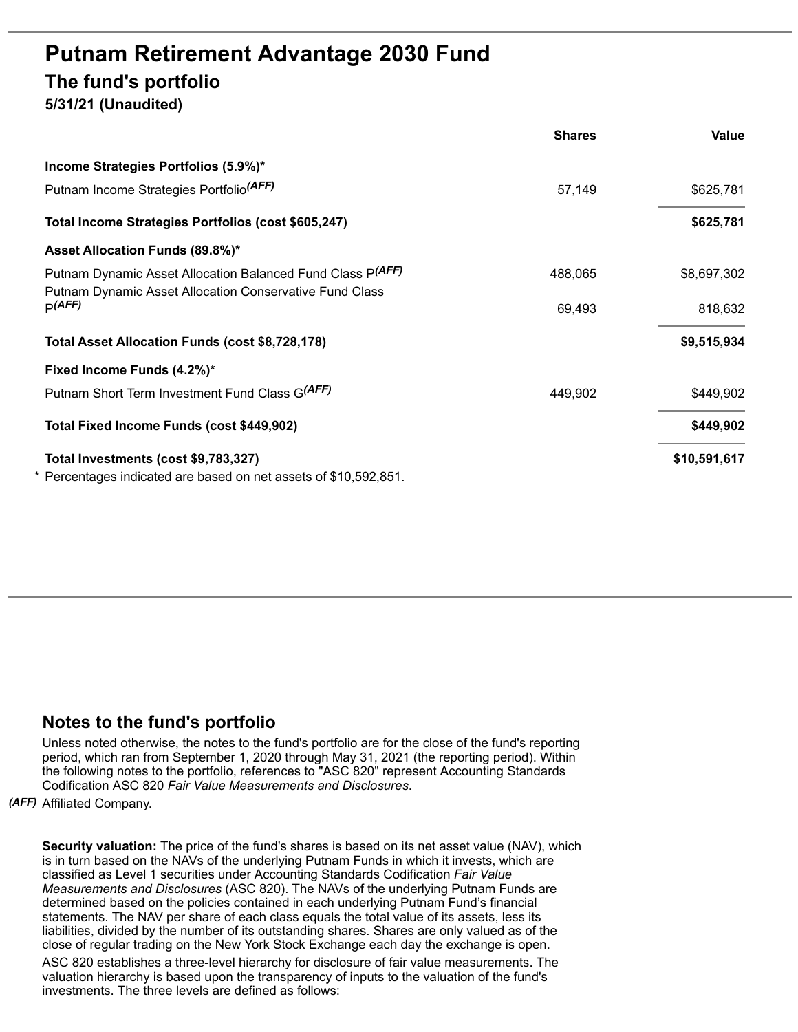# Putnam Retirement Advantage 2030 Fund

## The fund's portfolio

### 5/31/21 (Unaudited)

| | Shares | Value |
|---|---|---|
| **Income Strategies Portfolios (5.9%)*** | | |
| Putnam Income Strategies Portfolio*(AFF)* | 57,149 | $625,781 |
| **Total Income Strategies Portfolios (cost $605,247)** | | **$625,781** |
| **Asset Allocation Funds (89.8%)*** | | |
| Putnam Dynamic Asset Allocation Balanced Fund Class P*(AFF)* | 488,065 | $8,697,302 |
| Putnam Dynamic Asset Allocation Conservative Fund Class P*(AFF)* | 69,493 | 818,632 |
| **Total Asset Allocation Funds (cost $8,728,178)** | | **$9,515,934** |
| **Fixed Income Funds (4.2%)*** | | |
| Putnam Short Term Investment Fund Class G*(AFF)* | 449,902 | $449,902 |
| **Total Fixed Income Funds (cost $449,902)** | | **$449,902** |
| **Total Investments (cost $9,783,327)** | | **$10,591,617** |

\* Percentages indicated are based on net assets of $10,592,851.

## Notes to the fund's portfolio

Unless noted otherwise, the notes to the fund's portfolio are for the close of the fund's reporting period, which ran from September 1, 2020 through May 31, 2021 (the reporting period). Within the following notes to the portfolio, references to "ASC 820" represent Accounting Standards Codification ASC 820 *Fair Value Measurements and Disclosures*.

*(AFF)* Affiliated Company.

**Security valuation:** The price of the fund's shares is based on its net asset value (NAV), which is in turn based on the NAVs of the underlying Putnam Funds in which it invests, which are classified as Level 1 securities under Accounting Standards Codification *Fair Value Measurements and Disclosures* (ASC 820). The NAVs of the underlying Putnam Funds are determined based on the policies contained in each underlying Putnam Fund's financial statements. The NAV per share of each class equals the total value of its assets, less its liabilities, divided by the number of its outstanding shares. Shares are only valued as of the close of regular trading on the New York Stock Exchange each day the exchange is open.

ASC 820 establishes a three-level hierarchy for disclosure of fair value measurements. The valuation hierarchy is based upon the transparency of inputs to the valuation of the fund's investments. The three levels are defined as follows: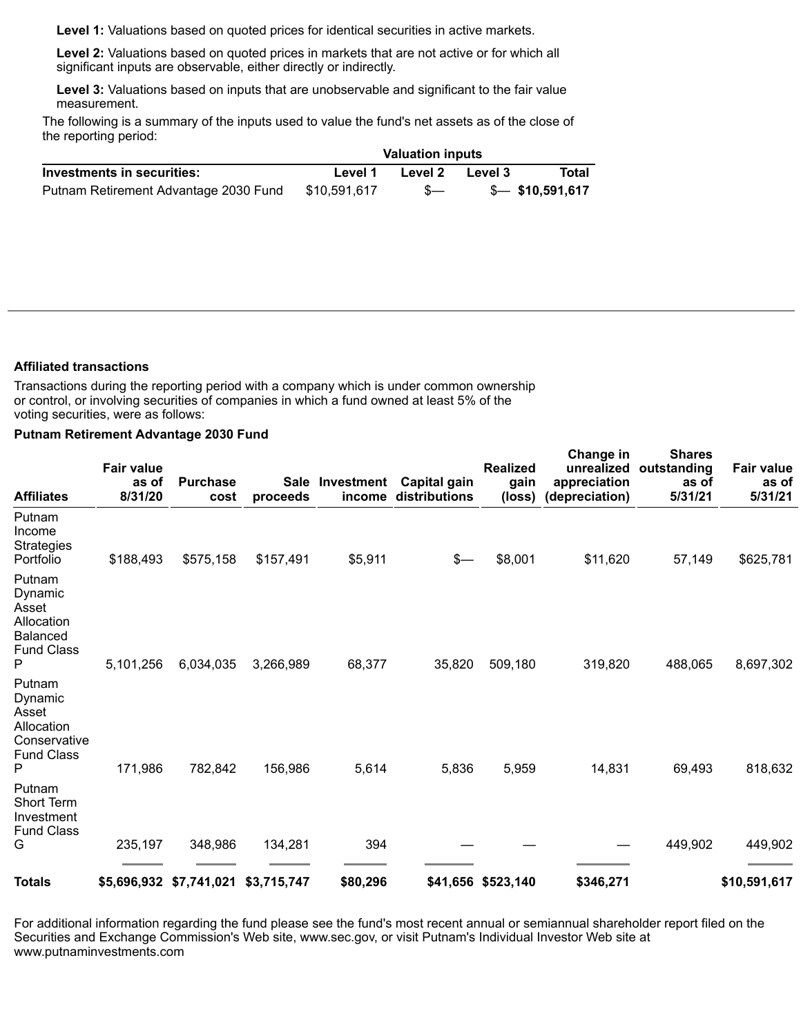**Level 1:** Valuations based on quoted prices for identical securities in active markets.

**Level 2:** Valuations based on quoted prices in markets that are not active or for which all significant inputs are observable, either directly or indirectly.

**Level 3:** Valuations based on inputs that are unobservable and significant to the fault value measurement.

The following is a summary of the inputs used to value the fund's net assets as of the close of the reporting period:

| | Valuation inputs | | | |
|---|---|---|---|---|
| **Investments in securities:** | **Level 1** | **Level 2** | **Level 3** | **Total** |
| Putnam Retirement Advantage 2030 Fund | $10,591,617 | $— | $— | **$10,591,617** |

**Affiliated transactions**

Transactions during the reporting period with a company which is under common ownership or control, or involving securities of companies in which a fund owned at least 5% of the voting securities, were as follows:

**Putnam Retirement Advantage 2030 Fund**

| Affiliates | Fair value as of 8/31/20 | Purchase cost | Sale proceeds | Investment income | Capital gain distributions | Realized gain (loss) | Change in unrealized appreciation (depreciation) | Shares outstanding as of 5/31/21 | Fair value as of 5/31/21 |
|---|---|---|---|---|---|---|---|---|---|
| Putnam Income Strategies Portfolio | $188,493 | $575,158 | $157,491 | $5,911 | $— | $8,001 | $11,620 | 57,149 | $625,781 |
| Putnam Dynamic Asset Allocation Balanced Fund Class P | 5,101,256 | 6,034,035 | 3,266,989 | 68,377 | 35,820 | 509,180 | 319,820 | 488,065 | 8,697,302 |
| Putnam Dynamic Asset Allocation Conservative Fund Class P | 171,986 | 782,842 | 156,986 | 5,614 | 5,836 | 5,959 | 14,831 | 69,493 | 818,632 |
| Putnam Short Term Investment Fund Class G | 235,197 | 348,986 | 134,281 | 394 | — | — | — | 449,902 | 449,902 |
| **Totals** | **$5,696,932** | **$7,741,021** | **$3,715,747** | **$80,296** | **$41,656** | **$523,140** | **$346,271** | | **$10,591,617** |

For additional information regarding the fund please see the fund's most recent annual or semiannual shareholder report filed on the Securities and Exchange Commission's Web site, www.sec.gov, or visit Putnam's Individual Investor Web site at www.putnaminvestments.com